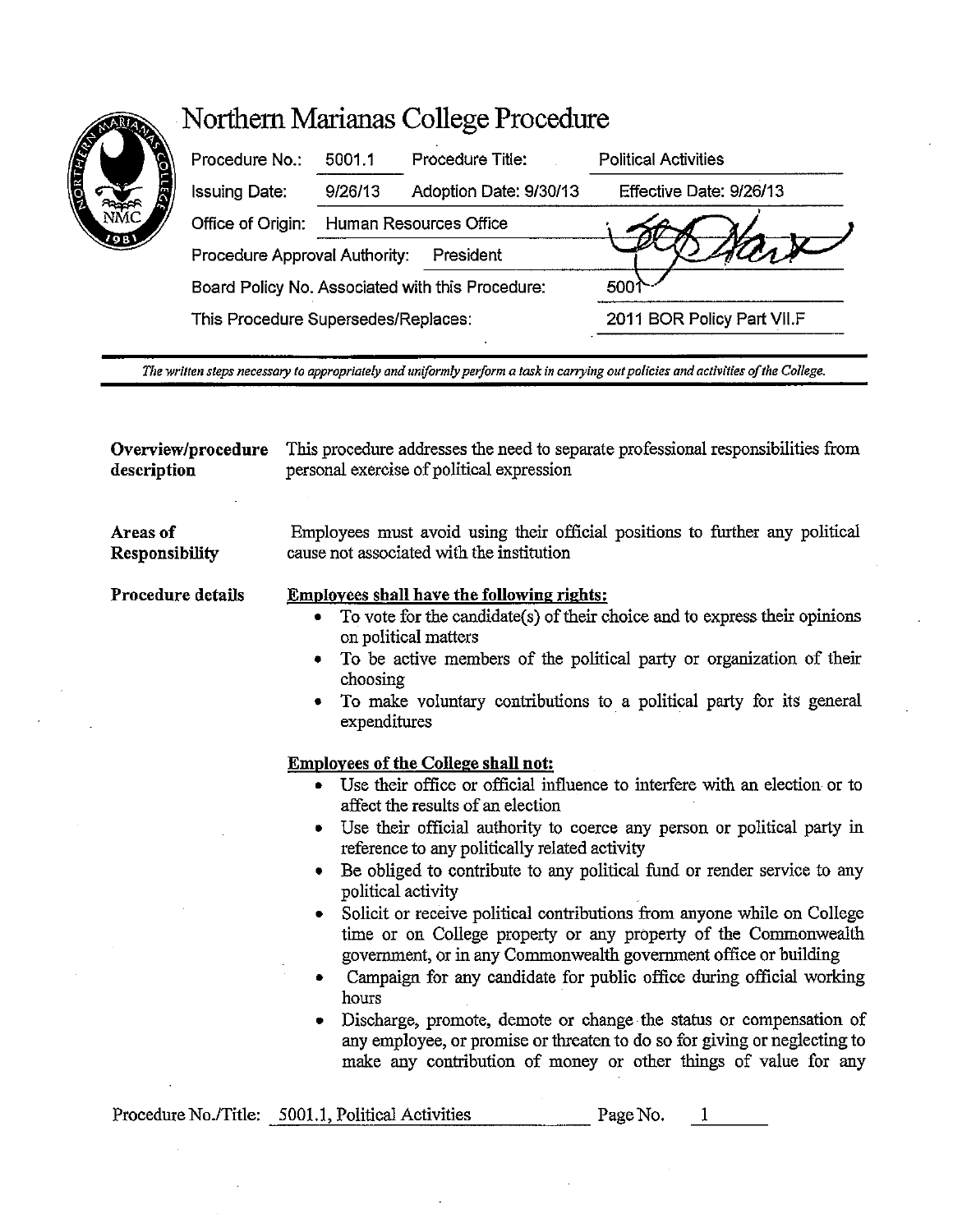# Northern Marianas College Procedure

| | | | |
|---|---|---|---|
| Procedure No.: | 5001.1 | Procedure Title: | Political Activities |
| Issuing Date: | 9/26/13 | Adoption Date: 9/30/13 | Effective Date: 9/26/13 |
| Office of Origin: | Human Resources Office | | |
| Procedure Approval Authority: | President | | |
| Board Policy No. Associated with this Procedure: | | | 5001 |
| This Procedure Supersedes/Replaces: | | | 2011 BOR Policy Part VII.F |

*The written steps necessary to appropriately and uniformly perform a task in carrying out policies and activities of the College.*

**Overview/procedure description**

This procedure addresses the need to separate professional responsibilities from personal exercise of political expression

**Areas of Responsibility**

Employees must avoid using their official positions to further any political cause not associated with the institution

**Procedure details**

**Employees shall have the following rights:**

- To vote for the candidate(s) of their choice and to express their opinions on political matters
- To be active members of the political party or organization of their choosing
- To make voluntary contributions to a political party for its general expenditures

**Employees of the College shall not:**

- Use their office or official influence to interfere with an election or to affect the results of an election
- Use their official authority to coerce any person or political party in reference to any politically related activity
- Be obliged to contribute to any political fund or render service to any political activity
- Solicit or receive political contributions from anyone while on College time or on College property or any property of the Commonwealth government, or in any Commonwealth government office or building
- Campaign for any candidate for public office during official working hours
- Discharge, promote, demote or change the status or compensation of any employee, or promise or threaten to do so for giving or neglecting to make any contribution of money or other things of value for any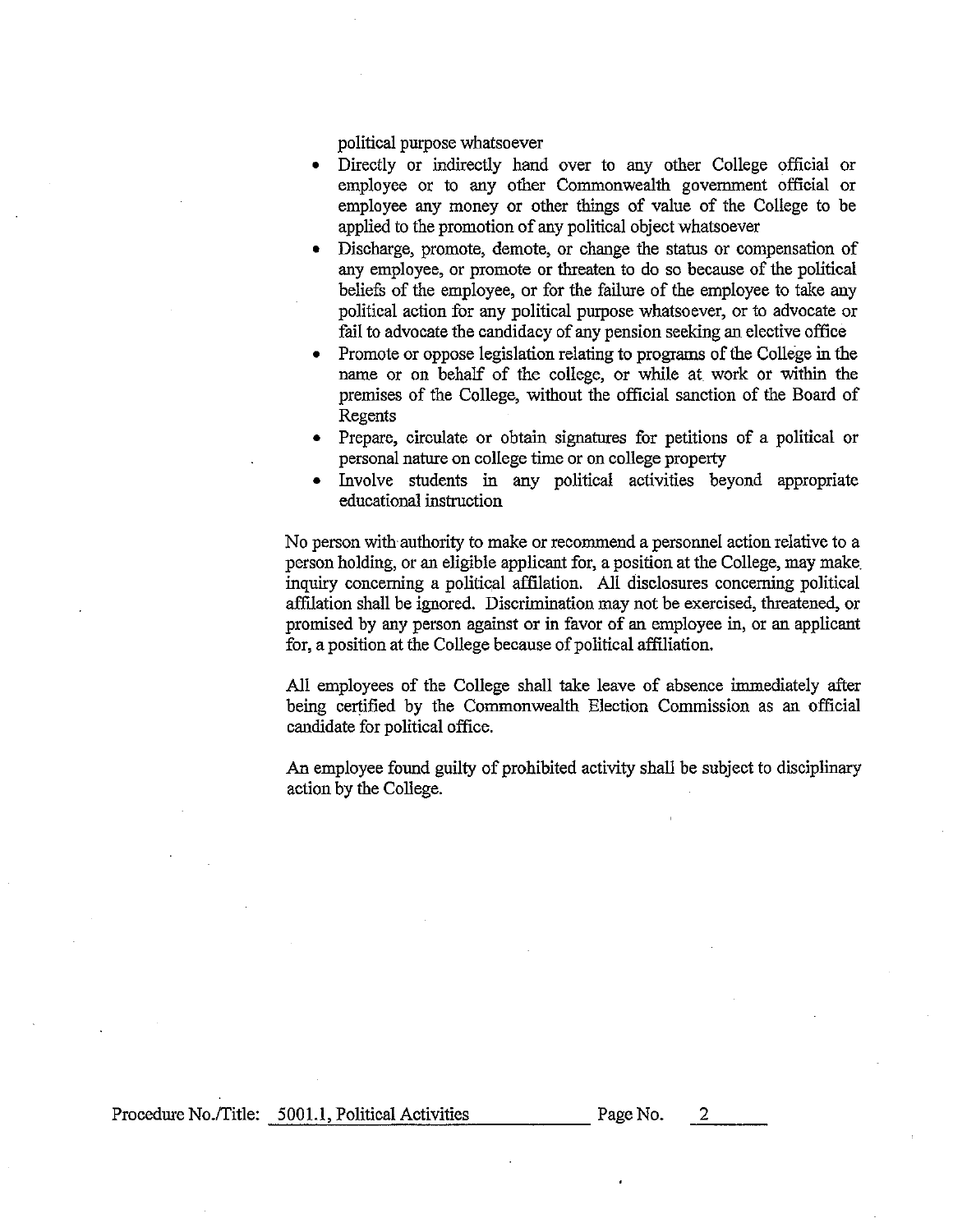political purpose whatsoever

- Directly or indirectly hand over to any other College official or employee or to any other Commonwealth government official or employee any money or other things of value of the College to be applied to the promotion of any political object whatsoever
- Discharge, promote, demote, or change the status or compensation of any employee, or promote or threaten to do so because of the political beliefs of the employee, or for the failure of the employee to take any political action for any political purpose whatsoever, or to advocate or fail to advocate the candidacy of any pension seeking an elective office
- Promote or oppose legislation relating to programs of the College in the name or on behalf of the college, or while at work or within the premises of the College, without the official sanction of the Board of Regents
- Prepare, circulate or obtain signatures for petitions of a political or personal nature on college time or on college property
- Involve students in any political activities beyond appropriate educational instruction

No person with authority to make or recommend a personnel action relative to a person holding, or an eligible applicant for, a position at the College, may make inquiry concerning a political affilation. All disclosures concerning political affilation shall be ignored. Discrimination may not be exercised, threatened, or promised by any person against or in favor of an employee in, or an applicant for, a position at the College because of political affiliation.

All employees of the College shall take leave of absence immediately after being certified by the Commonwealth Election Commission as an official candidate for political office.

An employee found guilty of prohibited activity shall be subject to disciplinary action by the College.

Procedure No./Title: 5001.1, Political Activities